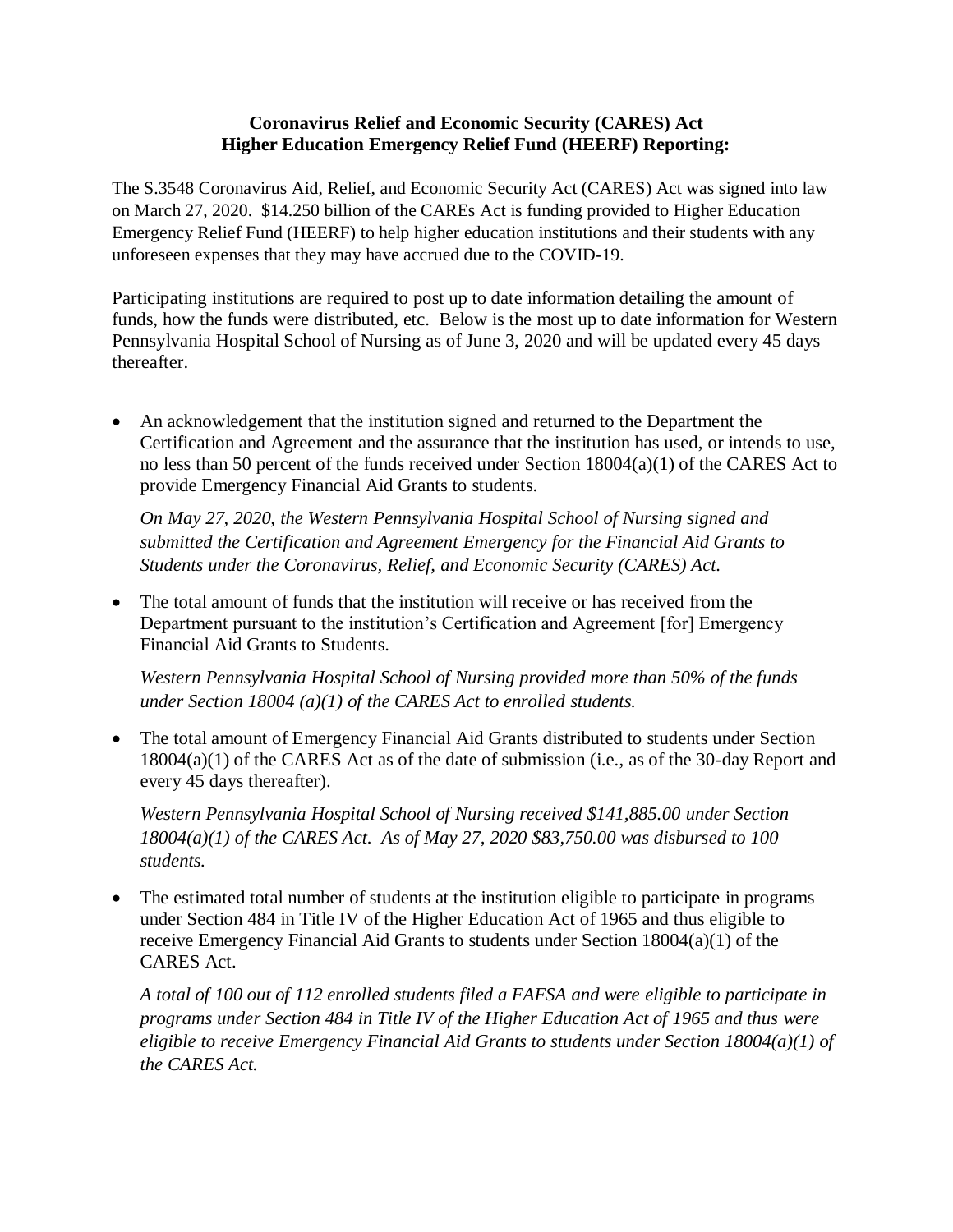**Coronavirus Relief and Economic Security (CARES) Act**
**Higher Education Emergency Relief Fund (HEERF) Reporting:**

The S.3548 Coronavirus Aid, Relief, and Economic Security Act (CARES) Act was signed into law on March 27, 2020. $14.250 billion of the CAREs Act is funding provided to Higher Education Emergency Relief Fund (HEERF) to help higher education institutions and their students with any unforeseen expenses that they may have accrued due to the COVID-19.

Participating institutions are required to post up to date information detailing the amount of funds, how the funds were distributed, etc. Below is the most up to date information for Western Pennsylvania Hospital School of Nursing as of June 3, 2020 and will be updated every 45 days thereafter.

- An acknowledgement that the institution signed and returned to the Department the Certification and Agreement and the assurance that the institution has used, or intends to use, no less than 50 percent of the funds received under Section 18004(a)(1) of the CARES Act to provide Emergency Financial Aid Grants to students.

  *On May 27, 2020, the Western Pennsylvania Hospital School of Nursing signed and submitted the Certification and Agreement Emergency for the Financial Aid Grants to Students under the Coronavirus, Relief, and Economic Security (CARES) Act.*

- The total amount of funds that the institution will receive or has received from the Department pursuant to the institution's Certification and Agreement [for] Emergency Financial Aid Grants to Students.

  *Western Pennsylvania Hospital School of Nursing provided more than 50% of the funds under Section 18004 (a)(1) of the CARES Act to enrolled students.*

- The total amount of Emergency Financial Aid Grants distributed to students under Section 18004(a)(1) of the CARES Act as of the date of submission (i.e., as of the 30-day Report and every 45 days thereafter).

  *Western Pennsylvania Hospital School of Nursing received $141,885.00 under Section 18004(a)(1) of the CARES Act. As of May 27, 2020 $83,750.00 was disbursed to 100 students.*

- The estimated total number of students at the institution eligible to participate in programs under Section 484 in Title IV of the Higher Education Act of 1965 and thus eligible to receive Emergency Financial Aid Grants to students under Section 18004(a)(1) of the CARES Act.

  *A total of 100 out of 112 enrolled students filed a FAFSA and were eligible to participate in programs under Section 484 in Title IV of the Higher Education Act of 1965 and thus were eligible to receive Emergency Financial Aid Grants to students under Section 18004(a)(1) of the CARES Act.*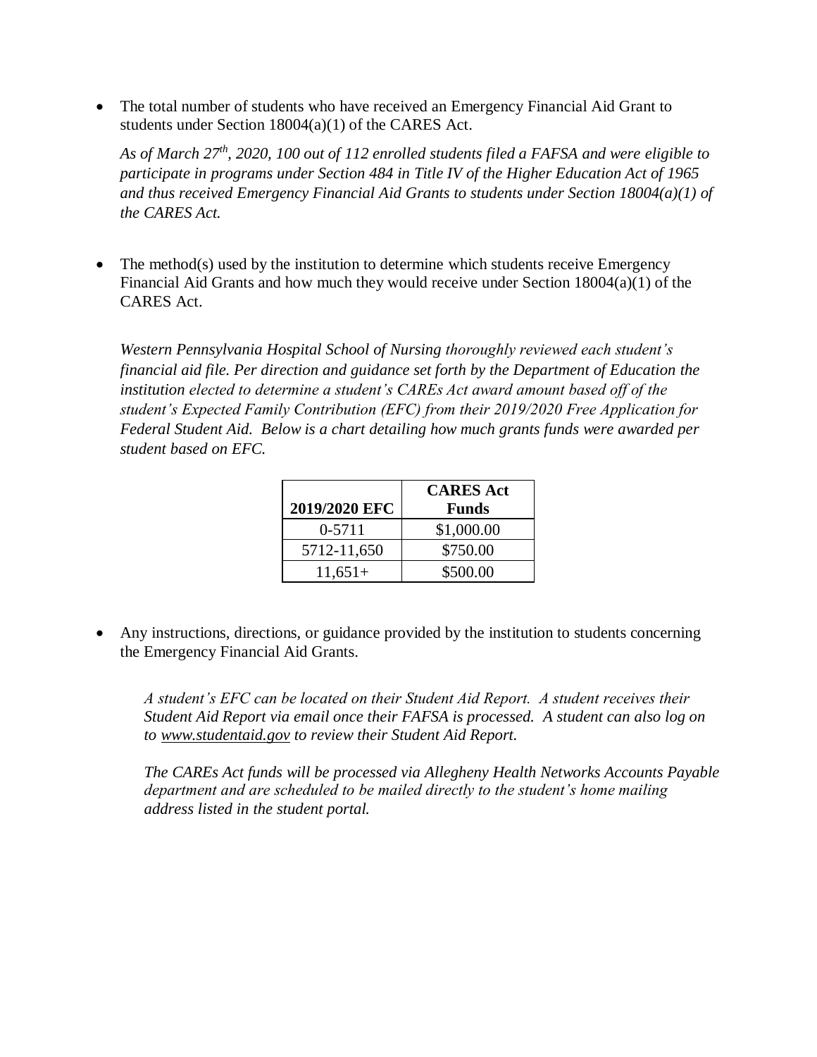- The total number of students who have received an Emergency Financial Aid Grant to students under Section 18004(a)(1) of the CARES Act.

  *As of March 27th, 2020, 100 out of 112 enrolled students filed a FAFSA and were eligible to participate in programs under Section 484 in Title IV of the Higher Education Act of 1965 and thus received Emergency Financial Aid Grants to students under Section 18004(a)(1) of the CARES Act.*

- The method(s) used by the institution to determine which students receive Emergency Financial Aid Grants and how much they would receive under Section 18004(a)(1) of the CARES Act.

  *Western Pennsylvania Hospital School of Nursing thoroughly reviewed each student's financial aid file. Per direction and guidance set forth by the Department of Education the institution elected to determine a student's CAREs Act award amount based off of the student's Expected Family Contribution (EFC) from their 2019/2020 Free Application for Federal Student Aid. Below is a chart detailing how much grants funds were awarded per student based on EFC.*

| 2019/2020 EFC | CARES Act Funds |
|---|---|
| 0-5711 | $1,000.00 |
| 5712-11,650 | $750.00 |
| 11,651+ | $500.00 |

- Any instructions, directions, or guidance provided by the institution to students concerning the Emergency Financial Aid Grants.

  *A student's EFC can be located on their Student Aid Report. A student receives their Student Aid Report via email once their FAFSA is processed. A student can also log on to www.studentaid.gov to review their Student Aid Report.*

  *The CAREs Act funds will be processed via Allegheny Health Networks Accounts Payable department and are scheduled to be mailed directly to the student's home mailing address listed in the student portal.*